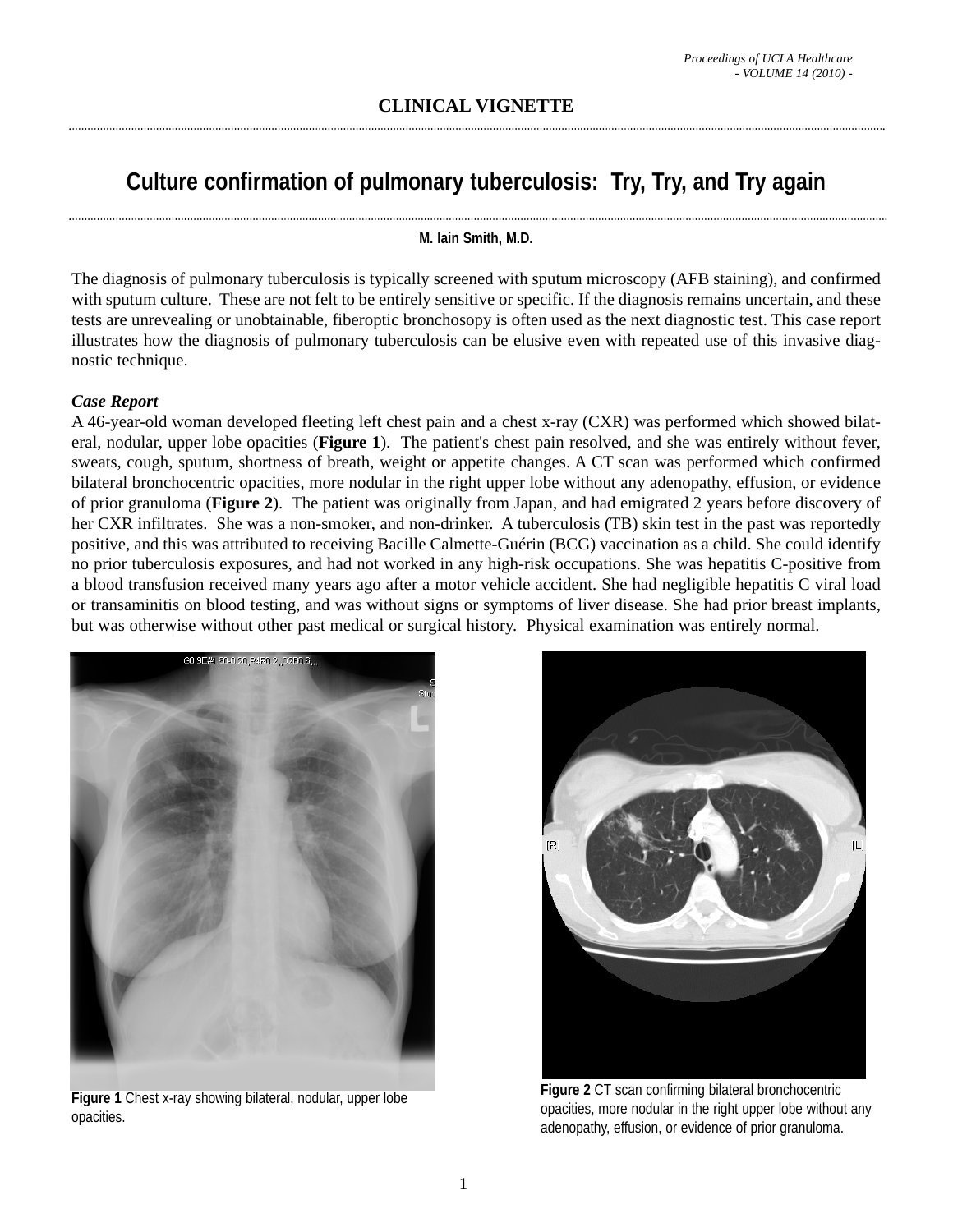# CLINICAL VIGNETTE

## Culture confirmation of pulmonary tuberculosis: Try, Try, and Try again

**M. Iain Smith, M.D.**

The diagnosis of pulmonary tuberculosis is typically screened with sputum microscopy (AFB staining), and confirmed with sputum culture. These are not felt to be entirely sensitive or specific. If the diagnosis remains uncertain, and these tests are unrevealing or unobtainable, fiberoptic bronchosopy is often used as the next diagnostic test. This case report illustrates how the diagnosis of pulmonary tuberculosis can be elusive even with repeated use of this invasive diagnostic technique.

### *Case Report*

A 46-year-old woman developed fleeting left chest pain and a chest x-ray (CXR) was performed which showed bilateral, nodular, upper lobe opacities (**Figure 1**). The patient's chest pain resolved, and she was entirely without fever, sweats, cough, sputum, shortness of breath, weight or appetite changes. A CT scan was performed which confirmed bilateral bronchocentric opacities, more nodular in the right upper lobe without any adenopathy, effusion, or evidence of prior granuloma (**Figure 2**). The patient was originally from Japan, and had emigrated 2 years before discovery of her CXR infiltrates. She was a non-smoker, and non-drinker. A tuberculosis (TB) skin test in the past was reportedly positive, and this was attributed to receiving Bacille Calmette-Guérin (BCG) vaccination as a child. She could identify no prior tuberculosis exposures, and had not worked in any high-risk occupations. She was hepatitis C-positive from a blood transfusion received many years ago after a motor vehicle accident. She had negligible hepatitis C viral load or transaminitis on blood testing, and was without signs or symptoms of liver disease. She had prior breast implants, but was otherwise without other past medical or surgical history. Physical examination was entirely normal.

**Figure 1** Chest x-ray showing bilateral, nodular, upper lobe opacities.

**Figure 2** CT scan confirming bilateral bronchocentric opacities, more nodular in the right upper lobe without any adenopathy, effusion, or evidence of prior granuloma.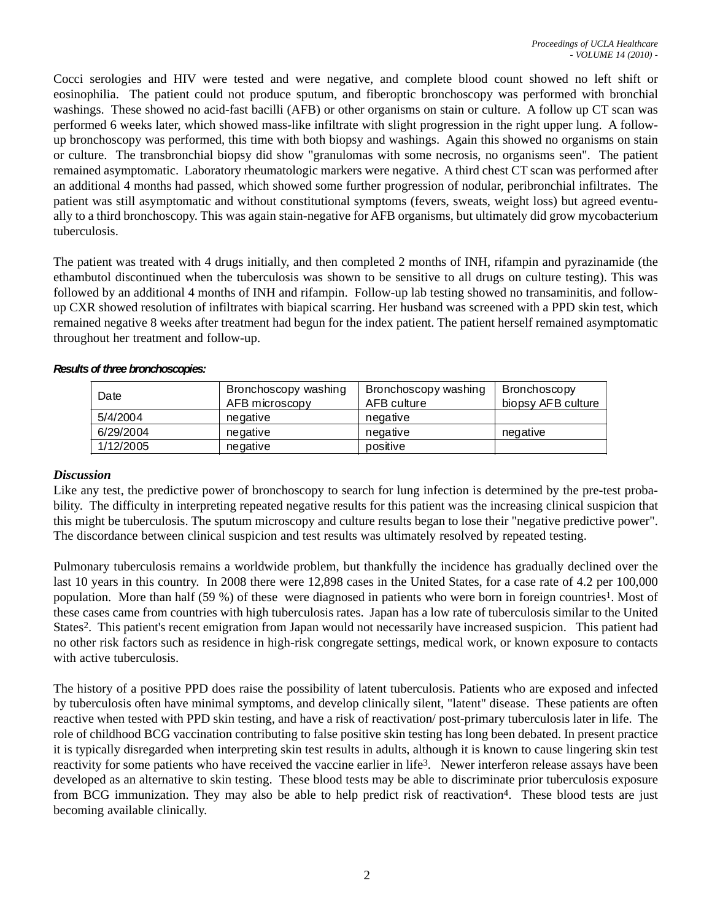Cocci serologies and HIV were tested and were negative, and complete blood count showed no left shift or eosinophilia. The patient could not produce sputum, and fiberoptic bronchoscopy was performed with bronchial washings. These showed no acid-fast bacilli (AFB) or other organisms on stain or culture. A follow up CT scan was performed 6 weeks later, which showed mass-like infiltrate with slight progression in the right upper lung. A follow-up bronchoscopy was performed, this time with both biopsy and washings. Again this showed no organisms on stain or culture. The transbronchial biopsy did show "granulomas with some necrosis, no organisms seen". The patient remained asymptomatic. Laboratory rheumatologic markers were negative. A third chest CT scan was performed after an additional 4 months had passed, which showed some further progression of nodular, peribronchial infiltrates. The patient was still asymptomatic and without constitutional symptoms (fevers, sweats, weight loss) but agreed eventually to a third bronchoscopy. This was again stain-negative for AFB organisms, but ultimately did grow mycobacterium tuberculosis.

The patient was treated with 4 drugs initially, and then completed 2 months of INH, rifampin and pyrazinamide (the ethambutol discontinued when the tuberculosis was shown to be sensitive to all drugs on culture testing). This was followed by an additional 4 months of INH and rifampin. Follow-up lab testing showed no transaminitis, and follow-up CXR showed resolution of infiltrates with biapical scarring. Her husband was screened with a PPD skin test, which remained negative 8 weeks after treatment had begun for the index patient. The patient herself remained asymptomatic throughout her treatment and follow-up.

***Results of three bronchoscopies:***

| Date | Bronchoscopy washing AFB microscopy | Bronchoscopy washing AFB culture | Bronchoscopy biopsy AFB culture |
|---|---|---|---|
| 5/4/2004 | negative | negative | |
| 6/29/2004 | negative | negative | negative |
| 1/12/2005 | negative | positive | |

### *Discussion*

Like any test, the predictive power of bronchoscopy to search for lung infection is determined by the pre-test probability. The difficulty in interpreting repeated negative results for this patient was the increasing clinical suspicion that this might be tuberculosis. The sputum microscopy and culture results began to lose their "negative predictive power". The discordance between clinical suspicion and test results was ultimately resolved by repeated testing.

Pulmonary tuberculosis remains a worldwide problem, but thankfully the incidence has gradually declined over the last 10 years in this country. In 2008 there were 12,898 cases in the United States, for a case rate of 4.2 per 100,000 population. More than half (59 %) of these were diagnosed in patients who were born in foreign countries[1]. Most of these cases came from countries with high tuberculosis rates. Japan has a low rate of tuberculosis similar to the United States[2]. This patient's recent emigration from Japan would not necessarily have increased suspicion. This patient had no other risk factors such as residence in high-risk congregate settings, medical work, or known exposure to contacts with active tuberculosis.

The history of a positive PPD does raise the possibility of latent tuberculosis. Patients who are exposed and infected by tuberculosis often have minimal symptoms, and develop clinically silent, "latent" disease. These patients are often reactive when tested with PPD skin testing, and have a risk of reactivation/ post-primary tuberculosis later in life. The role of childhood BCG vaccination contributing to false positive skin testing has long been debated. In present practice it is typically disregarded when interpreting skin test results in adults, although it is known to cause lingering skin test reactivity for some patients who have received the vaccine earlier in life[3]. Newer interferon release assays have been developed as an alternative to skin testing. These blood tests may be able to discriminate prior tuberculosis exposure from BCG immunization. They may also be able to help predict risk of reactivation[4]. These blood tests are just becoming available clinically.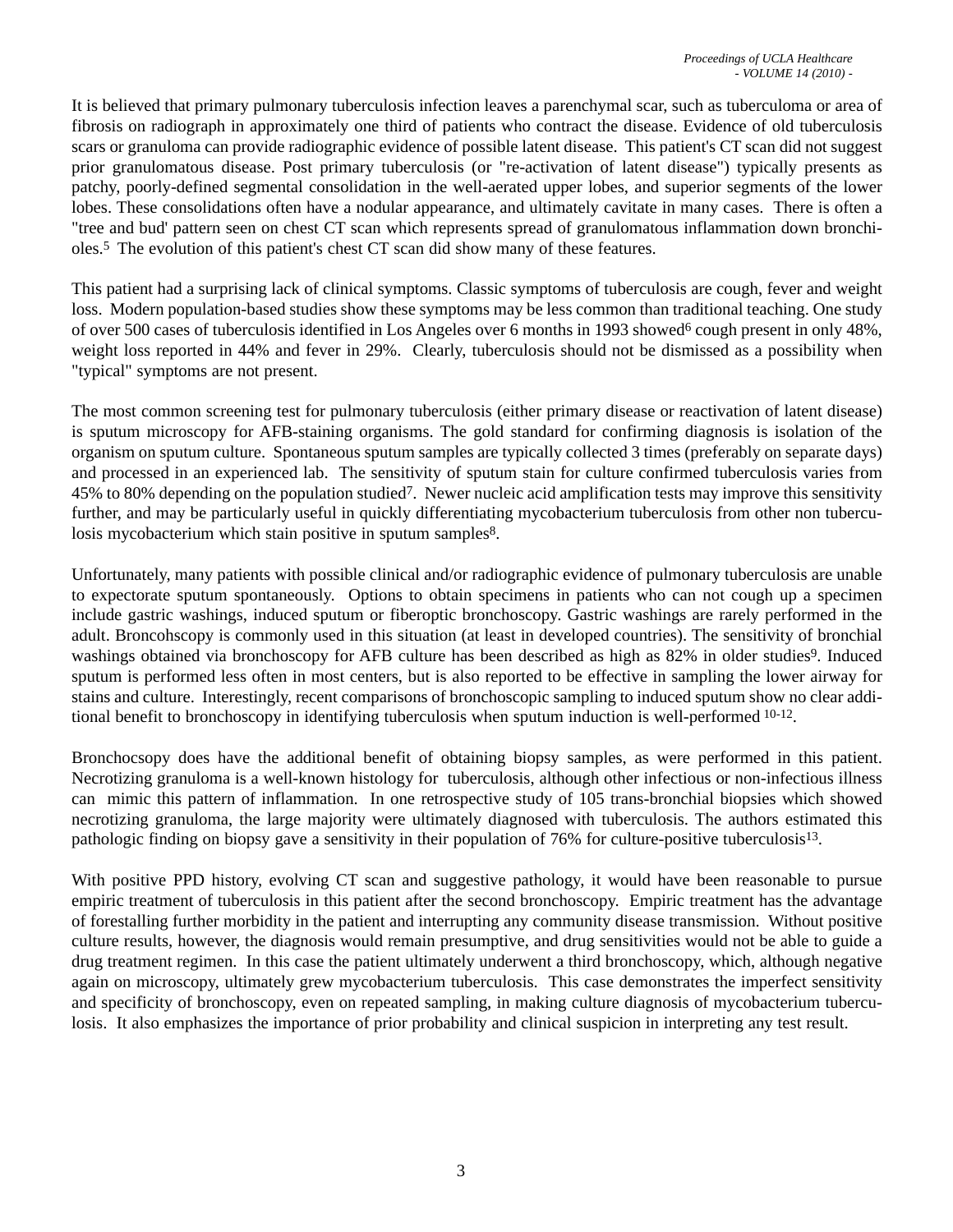It is believed that primary pulmonary tuberculosis infection leaves a parenchymal scar, such as tuberculoma or area of fibrosis on radiograph in approximately one third of patients who contract the disease. Evidence of old tuberculosis scars or granuloma can provide radiographic evidence of possible latent disease. This patient's CT scan did not suggest prior granulomatous disease. Post primary tuberculosis (or "re-activation of latent disease") typically presents as patchy, poorly-defined segmental consolidation in the well-aerated upper lobes, and superior segments of the lower lobes. These consolidations often have a nodular appearance, and ultimately cavitate in many cases. There is often a "tree and bud' pattern seen on chest CT scan which represents spread of granulomatous inflammation down bronchioles.[5] The evolution of this patient's chest CT scan did show many of these features.

This patient had a surprising lack of clinical symptoms. Classic symptoms of tuberculosis are cough, fever and weight loss. Modern population-based studies show these symptoms may be less common than traditional teaching. One study of over 500 cases of tuberculosis identified in Los Angeles over 6 months in 1993 showed[6] cough present in only 48%, weight loss reported in 44% and fever in 29%. Clearly, tuberculosis should not be dismissed as a possibility when "typical" symptoms are not present.

The most common screening test for pulmonary tuberculosis (either primary disease or reactivation of latent disease) is sputum microscopy for AFB-staining organisms. The gold standard for confirming diagnosis is isolation of the organism on sputum culture. Spontaneous sputum samples are typically collected 3 times (preferably on separate days) and processed in an experienced lab. The sensitivity of sputum stain for culture confirmed tuberculosis varies from 45% to 80% depending on the population studied[7]. Newer nucleic acid amplification tests may improve this sensitivity further, and may be particularly useful in quickly differentiating mycobacterium tuberculosis from other non tuberculosis mycobacterium which stain positive in sputum samples[8].

Unfortunately, many patients with possible clinical and/or radiographic evidence of pulmonary tuberculosis are unable to expectorate sputum spontaneously. Options to obtain specimens in patients who can not cough up a specimen include gastric washings, induced sputum or fiberoptic bronchoscopy. Gastric washings are rarely performed in the adult. Broncohscopy is commonly used in this situation (at least in developed countries). The sensitivity of bronchial washings obtained via bronchoscopy for AFB culture has been described as high as 82% in older studies[9]. Induced sputum is performed less often in most centers, but is also reported to be effective in sampling the lower airway for stains and culture. Interestingly, recent comparisons of bronchoscopic sampling to induced sputum show no clear additional benefit to bronchoscopy in identifying tuberculosis when sputum induction is well-performed [10-12].

Bronchocsopy does have the additional benefit of obtaining biopsy samples, as were performed in this patient. Necrotizing granuloma is a well-known histology for tuberculosis, although other infectious or non-infectious illness can mimic this pattern of inflammation. In one retrospective study of 105 trans-bronchial biopsies which showed necrotizing granuloma, the large majority were ultimately diagnosed with tuberculosis. The authors estimated this pathologic finding on biopsy gave a sensitivity in their population of 76% for culture-positive tuberculosis[13].

With positive PPD history, evolving CT scan and suggestive pathology, it would have been reasonable to pursue empiric treatment of tuberculosis in this patient after the second bronchoscopy. Empiric treatment has the advantage of forestalling further morbidity in the patient and interrupting any community disease transmission. Without positive culture results, however, the diagnosis would remain presumptive, and drug sensitivities would not be able to guide a drug treatment regimen. In this case the patient ultimately underwent a third bronchoscopy, which, although negative again on microscopy, ultimately grew mycobacterium tuberculosis. This case demonstrates the imperfect sensitivity and specificity of bronchoscopy, even on repeated sampling, in making culture diagnosis of mycobacterium tuberculosis. It also emphasizes the importance of prior probability and clinical suspicion in interpreting any test result.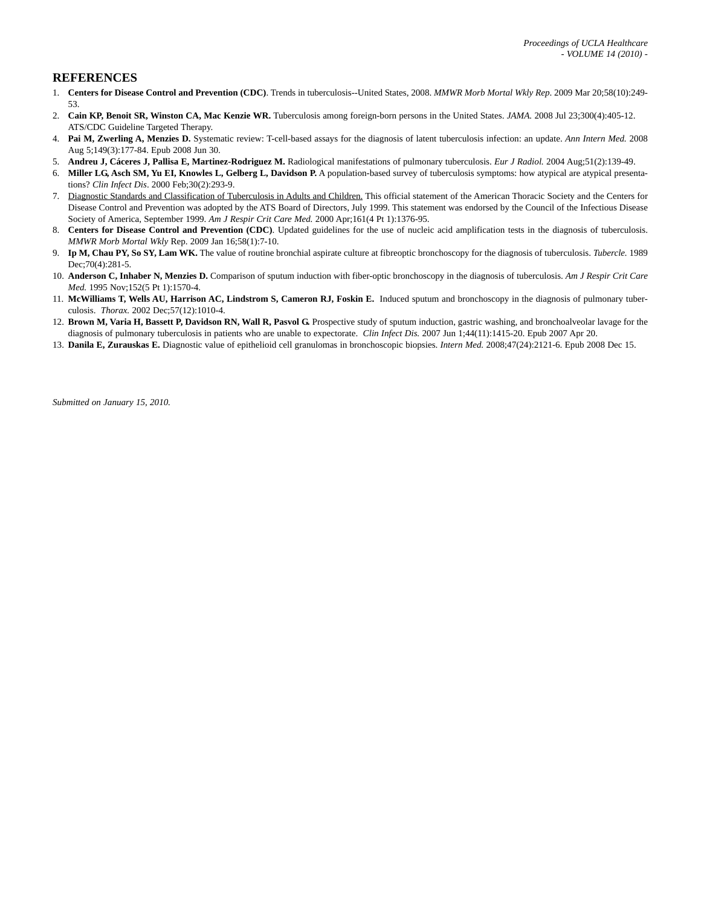## REFERENCES

1. **Centers for Disease Control and Prevention (CDC)**. Trends in tuberculosis--United States, 2008. *MMWR Morb Mortal Wkly Rep*. 2009 Mar 20;58(10):249-53.
2. **Cain KP, Benoit SR, Winston CA, Mac Kenzie WR.** Tuberculosis among foreign-born persons in the United States. *JAMA.* 2008 Jul 23;300(4):405-12. ATS/CDC Guideline Targeted Therapy.
4. **Pai M, Zwerling A, Menzies D.** Systematic review: T-cell-based assays for the diagnosis of latent tuberculosis infection: an update. *Ann Intern Med.* 2008 Aug 5;149(3):177-84. Epub 2008 Jun 30.
5. **Andreu J, Cáceres J, Pallisa E, Martinez-Rodriguez M.** Radiological manifestations of pulmonary tuberculosis. *Eur J Radiol.* 2004 Aug;51(2):139-49.
6. **Miller LG, Asch SM, Yu EI, Knowles L, Gelberg L, Davidson P.** A population-based survey of tuberculosis symptoms: how atypical are atypical presentations? *Clin Infect Dis*. 2000 Feb;30(2):293-9.
7. Diagnostic Standards and Classification of Tuberculosis in Adults and Children. This official statement of the American Thoracic Society and the Centers for Disease Control and Prevention was adopted by the ATS Board of Directors, July 1999. This statement was endorsed by the Council of the Infectious Disease Society of America, September 1999. *Am J Respir Crit Care Med.* 2000 Apr;161(4 Pt 1):1376-95.
8. **Centers for Disease Control and Prevention (CDC)**. Updated guidelines for the use of nucleic acid amplification tests in the diagnosis of tuberculosis. *MMWR Morb Mortal Wkly* Rep. 2009 Jan 16;58(1):7-10.
9. **Ip M, Chau PY, So SY, Lam WK.** The value of routine bronchial aspirate culture at fibreoptic bronchoscopy for the diagnosis of tuberculosis. *Tubercle.* 1989 Dec;70(4):281-5.
10. **Anderson C, Inhaber N, Menzies D.** Comparison of sputum induction with fiber-optic bronchoscopy in the diagnosis of tuberculosis. *Am J Respir Crit Care Med.* 1995 Nov;152(5 Pt 1):1570-4.
11. **McWilliams T, Wells AU, Harrison AC, Lindstrom S, Cameron RJ, Foskin E.** Induced sputum and bronchoscopy in the diagnosis of pulmonary tuberculosis. *Thorax.* 2002 Dec;57(12):1010-4.
12. **Brown M, Varia H, Bassett P, Davidson RN, Wall R, Pasvol G.** Prospective study of sputum induction, gastric washing, and bronchoalveolar lavage for the diagnosis of pulmonary tuberculosis in patients who are unable to expectorate. *Clin Infect Dis.* 2007 Jun 1;44(11):1415-20. Epub 2007 Apr 20.
13. **Danila E, Zurauskas E.** Diagnostic value of epithelioid cell granulomas in bronchoscopic biopsies. *Intern Med.* 2008;47(24):2121-6. Epub 2008 Dec 15.

*Submitted on January 15, 2010.*